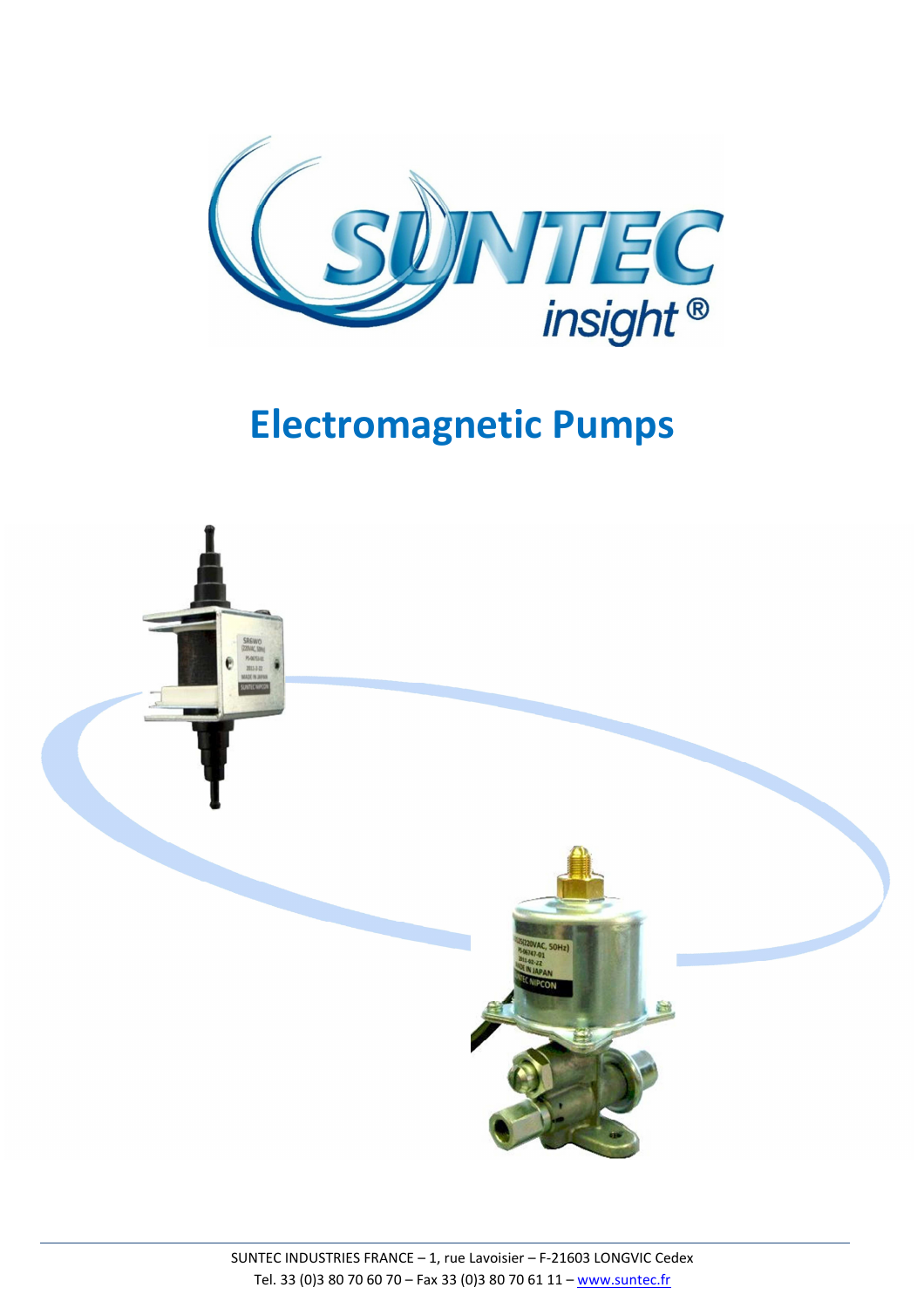# Electromagnetic Pumps

SUNTEC INDUSTRIES FRANCE – 1, rue Lavoisier – F-21603 LONGVIC Cedex
Tel. 33 (0)3 80 70 60 70 – Fax 33 (0)3 80 70 61 11 – www.suntec.fr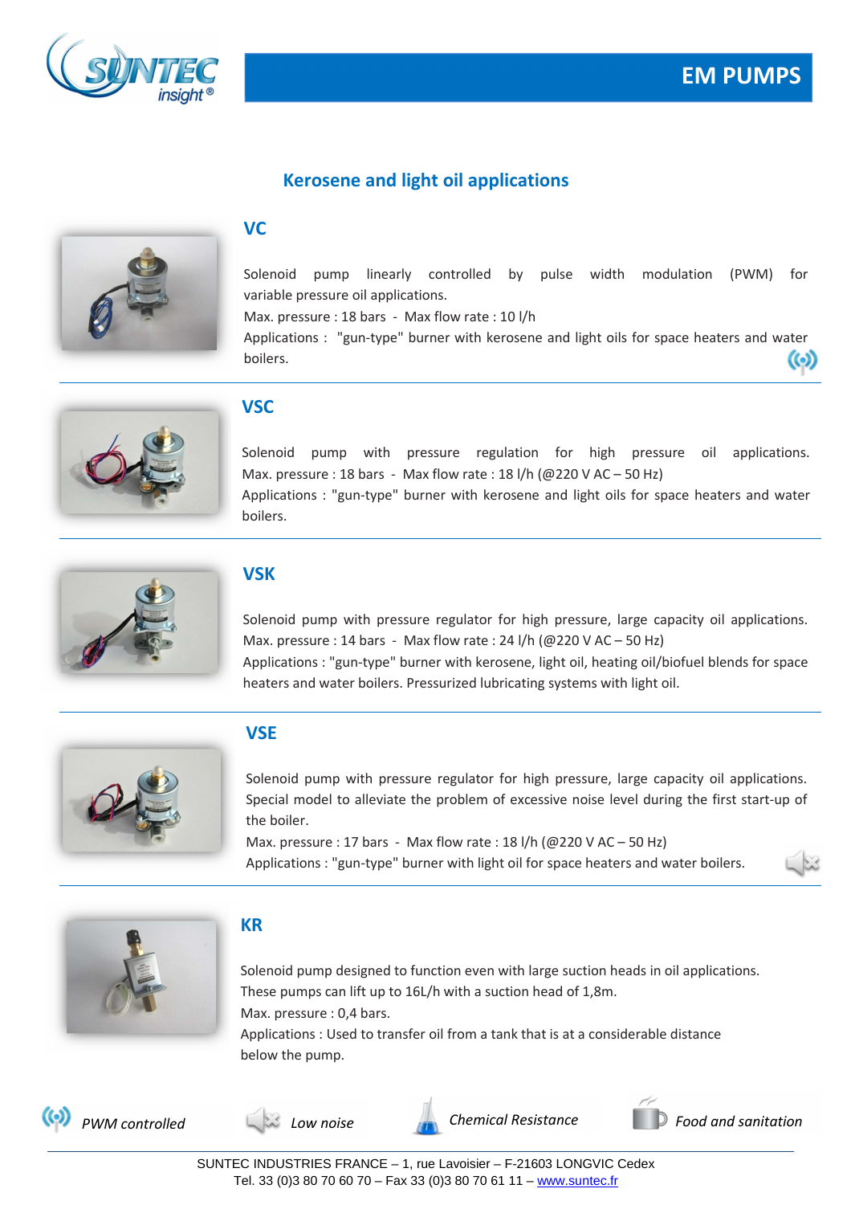# EM PUMPS

## Kerosene and light oil applications

### VC

Solenoid pump linearly controlled by pulse width modulation (PWM) for variable pressure oil applications.
Max. pressure : 18 bars - Max flow rate : 10 l/h
Applications : "gun-type" burner with kerosene and light oils for space heaters and water boilers.

### VSC

Solenoid pump with pressure regulation for high pressure oil applications.
Max. pressure : 18 bars - Max flow rate : 18 l/h (@220 V AC – 50 Hz)
Applications : "gun-type" burner with kerosene and light oils for space heaters and water boilers.

### VSK

Solenoid pump with pressure regulator for high pressure, large capacity oil applications.
Max. pressure : 14 bars - Max flow rate : 24 l/h (@220 V AC – 50 Hz)
Applications : "gun-type" burner with kerosene, light oil, heating oil/biofuel blends for space heaters and water boilers. Pressurized lubricating systems with light oil.

### VSE

Solenoid pump with pressure regulator for high pressure, large capacity oil applications. Special model to alleviate the problem of excessive noise level during the first start-up of the boiler.
Max. pressure : 17 bars - Max flow rate : 18 l/h (@220 V AC – 50 Hz)
Applications : "gun-type" burner with light oil for space heaters and water boilers.

### KR

Solenoid pump designed to function even with large suction heads in oil applications.
These pumps can lift up to 16L/h with a suction head of 1,8m.
Max. pressure : 0,4 bars.
Applications : Used to transfer oil from a tank that is at a considerable distance below the pump.

*PWM controlled* *Low noise* *Chemical Resistance* *Food and sanitation*

SUNTEC INDUSTRIES FRANCE – 1, rue Lavoisier – F-21603 LONGVIC Cedex
Tel. 33 (0)3 80 70 60 70 – Fax 33 (0)3 80 70 61 11 – www.suntec.fr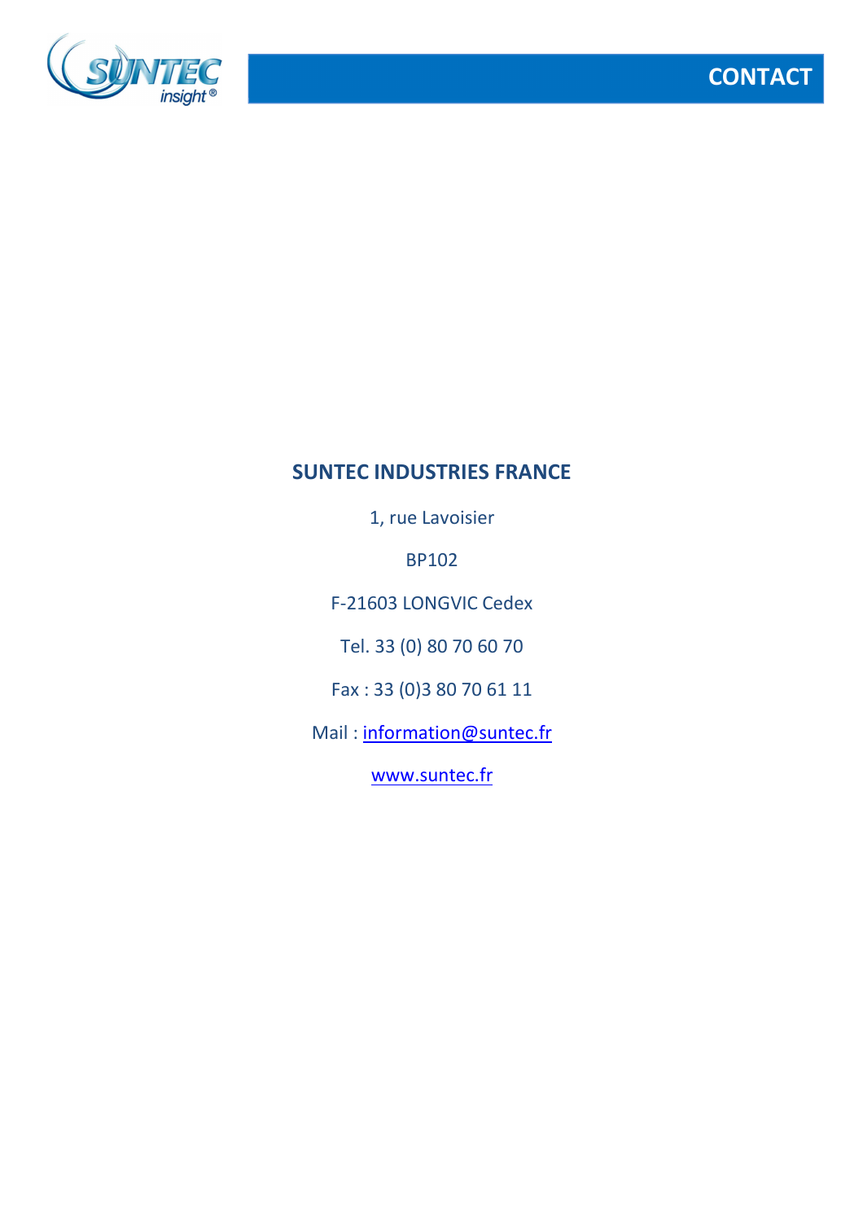# CONTACT

## SUNTEC INDUSTRIES FRANCE

1, rue Lavoisier

BP102

F-21603 LONGVIC Cedex

Tel. 33 (0) 80 70 60 70

Fax : 33 (0)3 80 70 61 11

Mail : information@suntec.fr

www.suntec.fr